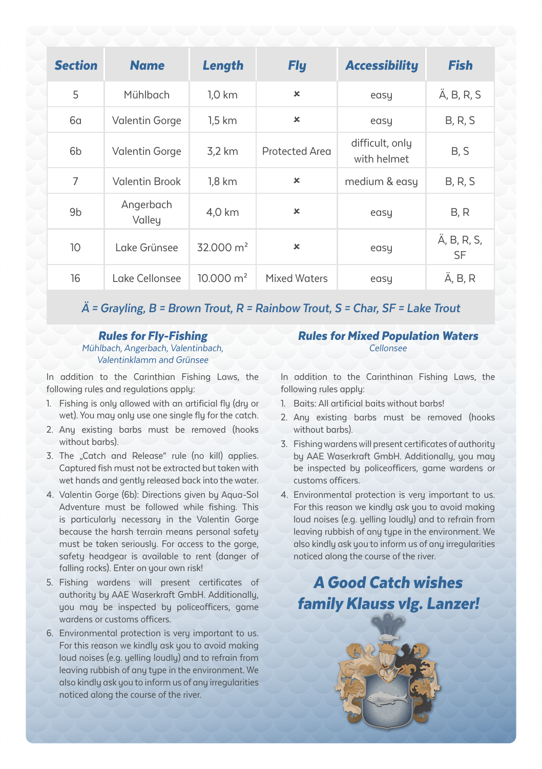| Section | Name | Length | Fly | Accessibility | Fish |
|---|---|---|---|---|---|
| 5 | Mühlbach | 1,0 km | × | easy | Ä, B, R, S |
| 6a | Valentin Gorge | 1,5 km | × | easy | B, R, S |
| 6b | Valentin Gorge | 3,2 km | Protected Area | difficult, only with helmet | B, S |
| 7 | Valentin Brook | 1,8 km | × | medium & easy | B, R, S |
| 9b | Angerbach Valley | 4,0 km | × | easy | B, R |
| 10 | Lake Grünsee | 32.000 m² | × | easy | Ä, B, R, S, SF |
| 16 | Lake Cellonsee | 10.000 m² | Mixed Waters | easy | Ä, B, R |

*Ä = Grayling, B = Brown Trout, R = Rainbow Trout, S = Char, SF = Lake Trout*

### Rules for Fly-Fishing

*Mühlbach, Angerbach, Valentinbach, Valentinklamm and Grünsee*

In addition to the Carinthian Fishing Laws, the following rules and regulations apply:

1. Fishing is only allowed with an artificial fly (dry or wet). You may only use one single fly for the catch.
2. Any existing barbs must be removed (hooks without barbs).
3. The „Catch and Release" rule (no kill) applies. Captured fish must not be extracted but taken with wet hands and gently released back into the water.
4. Valentin Gorge (6b): Directions given by Aqua-Sol Adventure must be followed while fishing. This is particularly necessary in the Valentin Gorge because the harsh terrain means personal safety must be taken seriously. For access to the gorge, safety headgear is available to rent (danger of falling rocks). Enter on your own risk!
5. Fishing wardens will present certificates of authority by AAE Waserkraft GmbH. Additionally, you may be inspected by policeofficers, game wardens or customs officers.
6. Environmental protection is very important to us. For this reason we kindly ask you to avoid making loud noises (e.g. yelling loudly) and to refrain from leaving rubbish of any type in the environment. We also kindly ask you to inform us of any irregularities noticed along the course of the river.

### Rules for Mixed Population Waters

*Cellonsee*

In addition to the Carinthinan Fishing Laws, the following rules apply:

1. Baits: All artificial baits without barbs!
2. Any existing barbs must be removed (hooks without barbs).
3. Fishing wardens will present certificates of authority by AAE Waserkraft GmbH. Additionally, you may be inspected by policeofficers, game wardens or customs officers.
4. Environmental protection is very important to us. For this reason we kindly ask you to avoid making loud noises (e.g. yelling loudly) and to refrain from leaving rubbish of any type in the environment. We also kindly ask you to inform us of any irregularities noticed along the course of the river.

## A Good Catch wishes family Klauss vlg. Lanzer!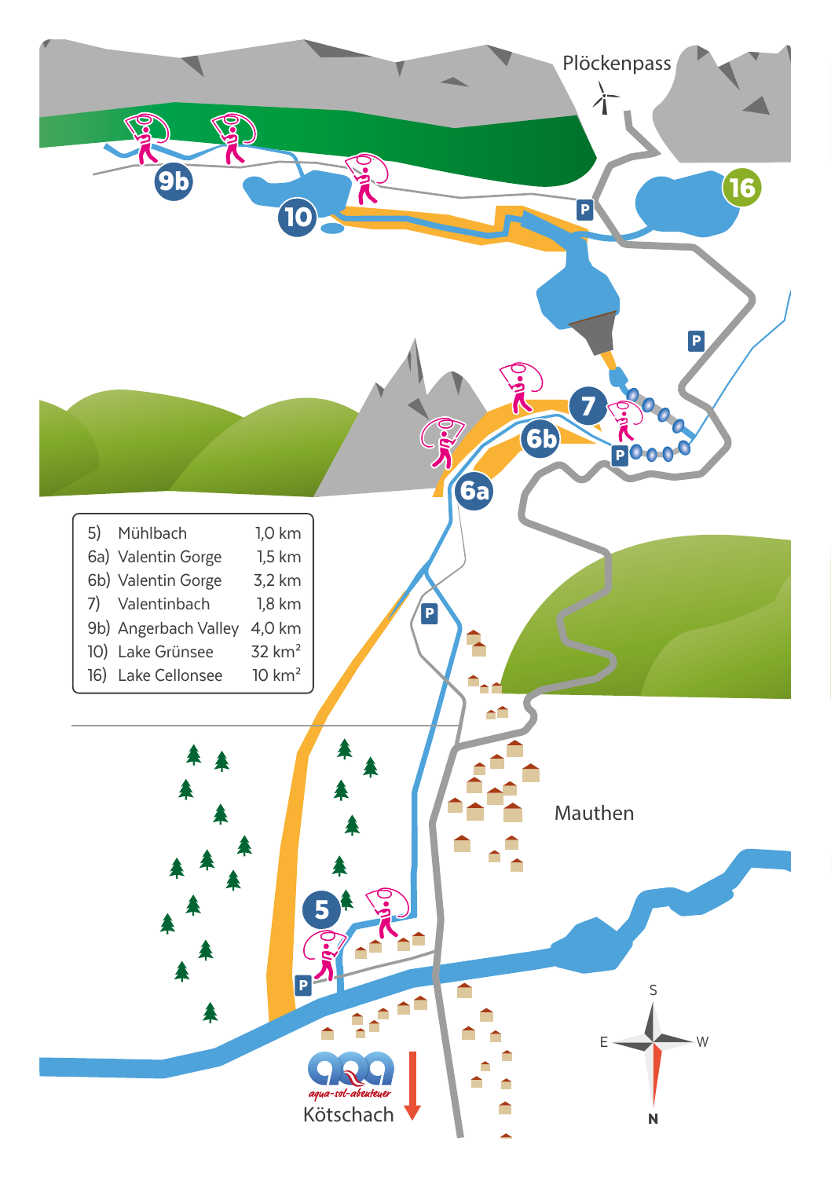Plöckenpass

| | | |
|---|---|---|
| 5) | Mühlbach | 1,0 km |
| 6a) | Valentin Gorge | 1,5 km |
| 6b) | Valentin Gorge | 3,2 km |
| 7) | Valentinbach | 1,8 km |
| 9b) | Angerbach Valley | 4,0 km |
| 10) | Lake Grünsee | 32 km² |
| 16) | Lake Cellonsee | 10 km² |

9b

10

16

P

7

6b

6a

Mauthen

5

aqua-sol-abenteuer

Kötschach

S

E

W

N